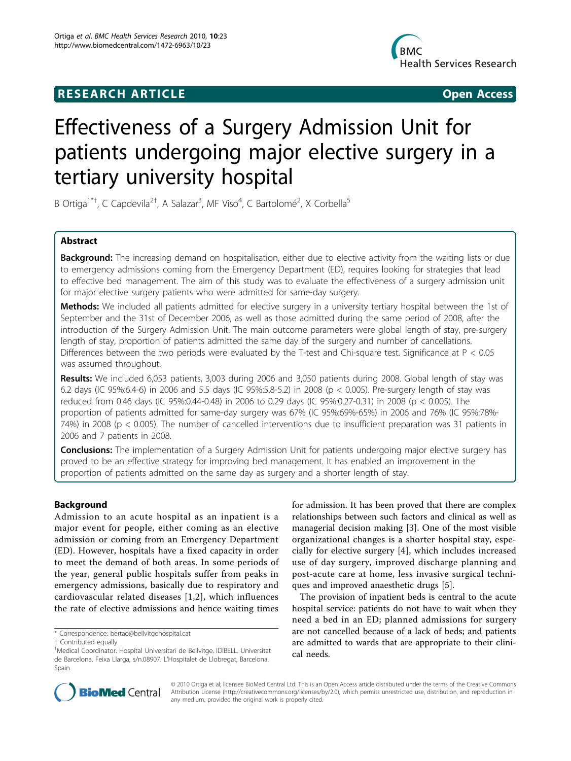**RESEARCH ARTICLE** **Open Access**

# Effectiveness of a Surgery Admission Unit for patients undergoing major elective surgery in a tertiary university hospital

B Ortiga[1*†], C Capdevila[2†], A Salazar[3], MF Viso[4], C Bartolomé[2], X Corbella[5]

## Abstract

**Background:** The increasing demand on hospitalisation, either due to elective activity from the waiting lists or due to emergency admissions coming from the Emergency Department (ED), requires looking for strategies that lead to effective bed management. The aim of this study was to evaluate the effectiveness of a surgery admission unit for major elective surgery patients who were admitted for same-day surgery.

**Methods:** We included all patients admitted for elective surgery in a university tertiary hospital between the 1st of September and the 31st of December 2006, as well as those admitted during the same period of 2008, after the introduction of the Surgery Admission Unit. The main outcome parameters were global length of stay, pre-surgery length of stay, proportion of patients admitted the same day of the surgery and number of cancellations. Differences between the two periods were evaluated by the T-test and Chi-square test. Significance at $P < 0.05$ was assumed throughout.

**Results:** We included 6,053 patients, 3,003 during 2006 and 3,050 patients during 2008. Global length of stay was 6.2 days (IC 95%:6.4-6) in 2006 and 5.5 days (IC 95%:5.8-5.2) in 2008 ($p < 0.005$). Pre-surgery length of stay was reduced from 0.46 days (IC 95%:0.44-0.48) in 2006 to 0.29 days (IC 95%:0.27-0.31) in 2008 ($p < 0.005$). The proportion of patients admitted for same-day surgery was 67% (IC 95%:69%-65%) in 2006 and 76% (IC 95%:78%-74%) in 2008 ($p < 0.005$). The number of cancelled interventions due to insufficient preparation was 31 patients in 2006 and 7 patients in 2008.

**Conclusions:** The implementation of a Surgery Admission Unit for patients undergoing major elective surgery has proved to be an effective strategy for improving bed management. It has enabled an improvement in the proportion of patients admitted on the same day as surgery and a shorter length of stay.

## Background

Admission to an acute hospital as an inpatient is a major event for people, either coming as an elective admission or coming from an Emergency Department (ED). However, hospitals have a fixed capacity in order to meet the demand of both areas. In some periods of the year, general public hospitals suffer from peaks in emergency admissions, basically due to respiratory and cardiovascular related diseases [1,2], which influences the rate of elective admissions and hence waiting times for admission. It has been proved that there are complex relationships between such factors and clinical as well as managerial decision making [3]. One of the most visible organizational changes is a shorter hospital stay, especially for elective surgery [4], which includes increased use of day surgery, improved discharge planning and post-acute care at home, less invasive surgical techniques and improved anaesthetic drugs [5].

The provision of inpatient beds is central to the acute hospital service: patients do not have to wait when they need a bed in an ED; planned admissions for surgery are not cancelled because of a lack of beds; and patients are admitted to wards that are appropriate to their clinical needs.

\* Correspondence: bertao@bellvitgehospital.cat
† Contributed equally
[1]Medical Coordinator. Hospital Universitari de Bellvitge. IDIBELL. Universitat de Barcelona. Feixa Llarga, s/n.08907. L'Hospitalet de Llobregat, Barcelona. Spain

© 2010 Ortiga et al; licensee BioMed Central Ltd. This is an Open Access article distributed under the terms of the Creative Commons Attribution License (http://creativecommons.org/licenses/by/2.0), which permits unrestricted use, distribution, and reproduction in any medium, provided the original work is properly cited.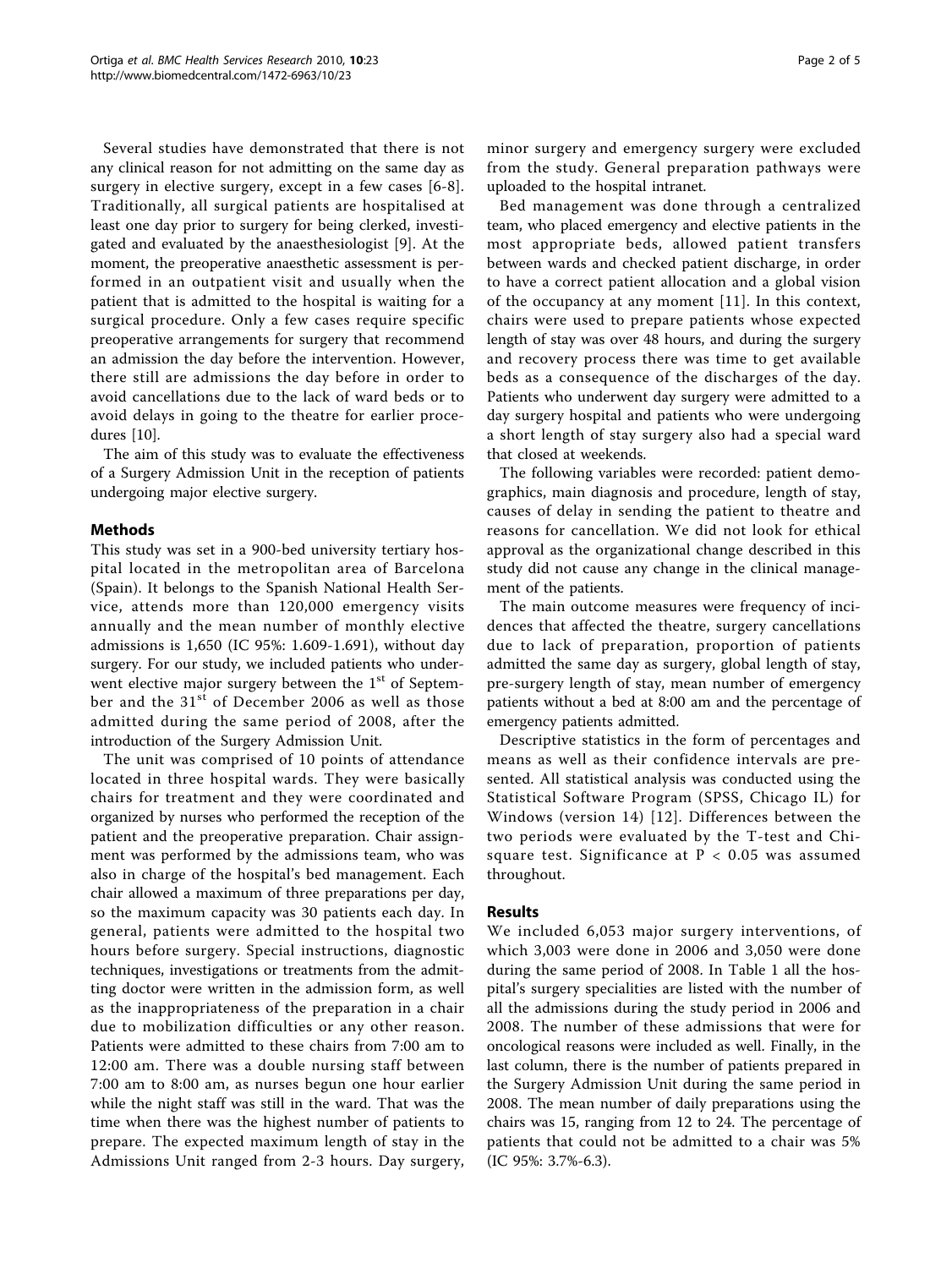Several studies have demonstrated that there is not any clinical reason for not admitting on the same day as surgery in elective surgery, except in a few cases [6-8]. Traditionally, all surgical patients are hospitalised at least one day prior to surgery for being clerked, investigated and evaluated by the anaesthesiologist [9]. At the moment, the preoperative anaesthetic assessment is performed in an outpatient visit and usually when the patient that is admitted to the hospital is waiting for a surgical procedure. Only a few cases require specific preoperative arrangements for surgery that recommend an admission the day before the intervention. However, there still are admissions the day before in order to avoid cancellations due to the lack of ward beds or to avoid delays in going to the theatre for earlier procedures [10].

The aim of this study was to evaluate the effectiveness of a Surgery Admission Unit in the reception of patients undergoing major elective surgery.

## Methods

This study was set in a 900-bed university tertiary hospital located in the metropolitan area of Barcelona (Spain). It belongs to the Spanish National Health Service, attends more than 120,000 emergency visits annually and the mean number of monthly elective admissions is 1,650 (IC 95%: 1.609-1.691), without day surgery. For our study, we included patients who underwent elective major surgery between the 1st of September and the 31st of December 2006 as well as those admitted during the same period of 2008, after the introduction of the Surgery Admission Unit.

The unit was comprised of 10 points of attendance located in three hospital wards. They were basically chairs for treatment and they were coordinated and organized by nurses who performed the reception of the patient and the preoperative preparation. Chair assignment was performed by the admissions team, who was also in charge of the hospital's bed management. Each chair allowed a maximum of three preparations per day, so the maximum capacity was 30 patients each day. In general, patients were admitted to the hospital two hours before surgery. Special instructions, diagnostic techniques, investigations or treatments from the admitting doctor were written in the admission form, as well as the inappropriateness of the preparation in a chair due to mobilization difficulties or any other reason. Patients were admitted to these chairs from 7:00 am to 12:00 am. There was a double nursing staff between 7:00 am to 8:00 am, as nurses begun one hour earlier while the night staff was still in the ward. That was the time when there was the highest number of patients to prepare. The expected maximum length of stay in the Admissions Unit ranged from 2-3 hours. Day surgery, minor surgery and emergency surgery were excluded from the study. General preparation pathways were uploaded to the hospital intranet.

Bed management was done through a centralized team, who placed emergency and elective patients in the most appropriate beds, allowed patient transfers between wards and checked patient discharge, in order to have a correct patient allocation and a global vision of the occupancy at any moment [11]. In this context, chairs were used to prepare patients whose expected length of stay was over 48 hours, and during the surgery and recovery process there was time to get available beds as a consequence of the discharges of the day. Patients who underwent day surgery were admitted to a day surgery hospital and patients who were undergoing a short length of stay surgery also had a special ward that closed at weekends.

The following variables were recorded: patient demographics, main diagnosis and procedure, length of stay, causes of delay in sending the patient to theatre and reasons for cancellation. We did not look for ethical approval as the organizational change described in this study did not cause any change in the clinical management of the patients.

The main outcome measures were frequency of incidences that affected the theatre, surgery cancellations due to lack of preparation, proportion of patients admitted the same day as surgery, global length of stay, pre-surgery length of stay, mean number of emergency patients without a bed at 8:00 am and the percentage of emergency patients admitted.

Descriptive statistics in the form of percentages and means as well as their confidence intervals are presented. All statistical analysis was conducted using the Statistical Software Program (SPSS, Chicago IL) for Windows (version 14) [12]. Differences between the two periods were evaluated by the T-test and Chi-square test. Significance at $P < 0.05$ was assumed throughout.

## Results

We included 6,053 major surgery interventions, of which 3,003 were done in 2006 and 3,050 were done during the same period of 2008. In Table 1 all the hospital's surgery specialities are listed with the number of all the admissions during the study period in 2006 and 2008. The number of these admissions that were for oncological reasons were included as well. Finally, in the last column, there is the number of patients prepared in the Surgery Admission Unit during the same period in 2008. The mean number of daily preparations using the chairs was 15, ranging from 12 to 24. The percentage of patients that could not be admitted to a chair was 5% (IC 95%: 3.7%-6.3).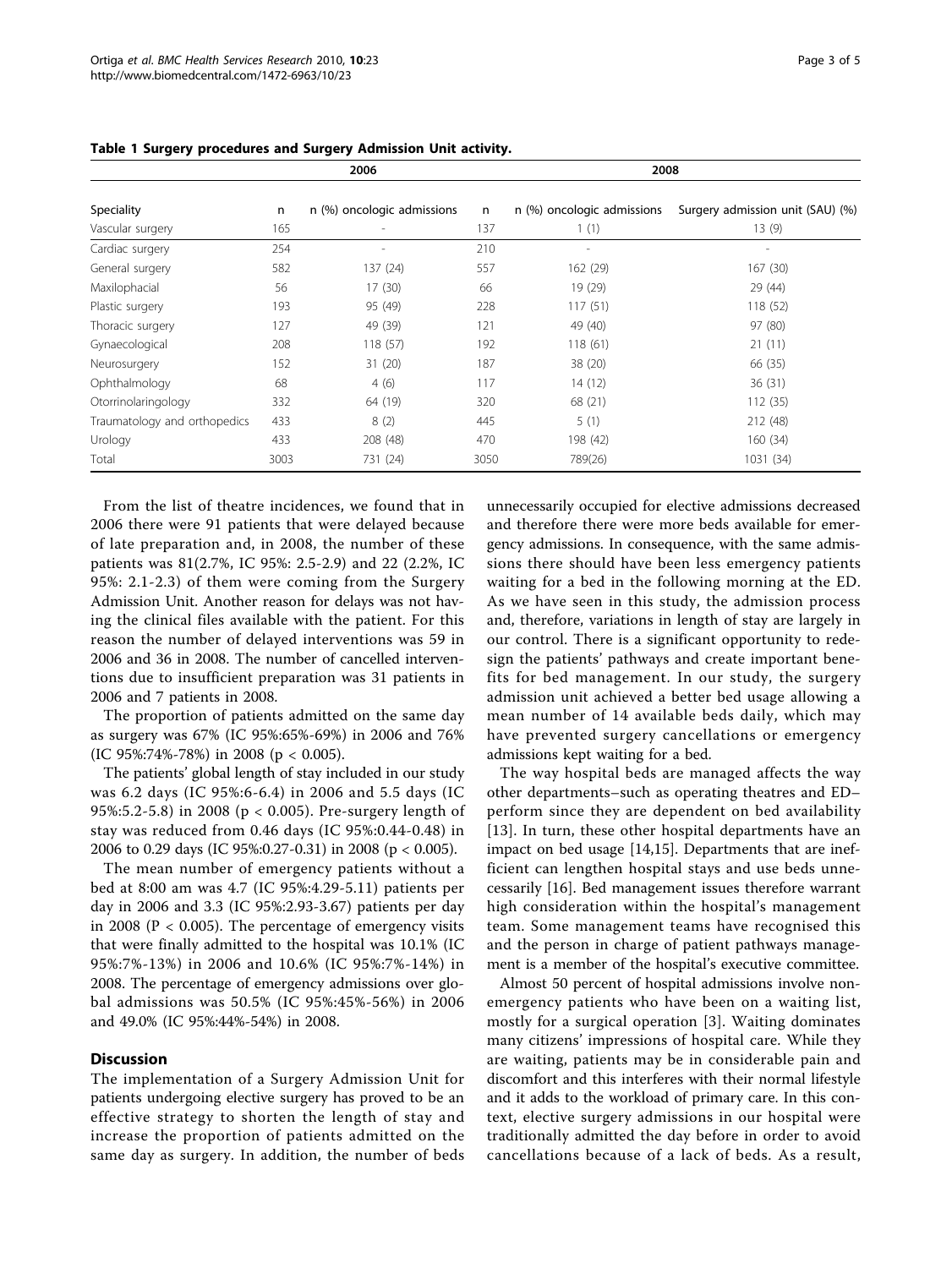**Table 1 Surgery procedures and Surgery Admission Unit activity.**

| | 2006 | | 2008 | | |
|---|---|---|---|---|---|
| Speciality | n | n (%) oncologic admissions | n | n (%) oncologic admissions | Surgery admission unit (SAU) (%) |
| Vascular surgery | 165 | - | 137 | 1 (1) | 13 (9) |
| Cardiac surgery | 254 | - | 210 | - | - |
| General surgery | 582 | 137 (24) | 557 | 162 (29) | 167 (30) |
| Maxilophacial | 56 | 17 (30) | 66 | 19 (29) | 29 (44) |
| Plastic surgery | 193 | 95 (49) | 228 | 117 (51) | 118 (52) |
| Thoracic surgery | 127 | 49 (39) | 121 | 49 (40) | 97 (80) |
| Gynaecological | 208 | 118 (57) | 192 | 118 (61) | 21 (11) |
| Neurosurgery | 152 | 31 (20) | 187 | 38 (20) | 66 (35) |
| Ophthalmology | 68 | 4 (6) | 117 | 14 (12) | 36 (31) |
| Otorrinolaringology | 332 | 64 (19) | 320 | 68 (21) | 112 (35) |
| Traumatology and orthopedics | 433 | 8 (2) | 445 | 5 (1) | 212 (48) |
| Urology | 433 | 208 (48) | 470 | 198 (42) | 160 (34) |
| Total | 3003 | 731 (24) | 3050 | 789(26) | 1031 (34) |

From the list of theatre incidences, we found that in 2006 there were 91 patients that were delayed because of late preparation and, in 2008, the number of these patients was 81(2.7%, IC 95%: 2.5-2.9) and 22 (2.2%, IC 95%: 2.1-2.3) of them were coming from the Surgery Admission Unit. Another reason for delays was not having the clinical files available with the patient. For this reason the number of delayed interventions was 59 in 2006 and 36 in 2008. The number of cancelled interventions due to insufficient preparation was 31 patients in 2006 and 7 patients in 2008.

The proportion of patients admitted on the same day as surgery was 67% (IC 95%:65%-69%) in 2006 and 76% (IC 95%:74%-78%) in 2008 ($p < 0.005$).

The patients' global length of stay included in our study was 6.2 days (IC 95%:6-6.4) in 2006 and 5.5 days (IC 95%:5.2-5.8) in 2008 ($p < 0.005$). Pre-surgery length of stay was reduced from 0.46 days (IC 95%:0.44-0.48) in 2006 to 0.29 days (IC 95%:0.27-0.31) in 2008 ($p < 0.005$).

The mean number of emergency patients without a bed at 8:00 am was 4.7 (IC 95%:4.29-5.11) patients per day in 2006 and 3.3 (IC 95%:2.93-3.67) patients per day in 2008 ($P < 0.005$). The percentage of emergency visits that were finally admitted to the hospital was 10.1% (IC 95%:7%-13%) in 2006 and 10.6% (IC 95%:7%-14%) in 2008. The percentage of emergency admissions over global admissions was 50.5% (IC 95%:45%-56%) in 2006 and 49.0% (IC 95%:44%-54%) in 2008.

## Discussion

The implementation of a Surgery Admission Unit for patients undergoing elective surgery has proved to be an effective strategy to shorten the length of stay and increase the proportion of patients admitted on the same day as surgery. In addition, the number of beds unnecessarily occupied for elective admissions decreased and therefore there were more beds available for emergency admissions. In consequence, with the same admissions there should have been less emergency patients waiting for a bed in the following morning at the ED. As we have seen in this study, the admission process and, therefore, variations in length of stay are largely in our control. There is a significant opportunity to redesign the patients' pathways and create important benefits for bed management. In our study, the surgery admission unit achieved a better bed usage allowing a mean number of 14 available beds daily, which may have prevented surgery cancellations or emergency admissions kept waiting for a bed.

The way hospital beds are managed affects the way other departments–such as operating theatres and ED–perform since they are dependent on bed availability [13]. In turn, these other hospital departments have an impact on bed usage [14,15]. Departments that are inefficient can lengthen hospital stays and use beds unnecessarily [16]. Bed management issues therefore warrant high consideration within the hospital's management team. Some management teams have recognised this and the person in charge of patient pathways management is a member of the hospital's executive committee.

Almost 50 percent of hospital admissions involve non-emergency patients who have been on a waiting list, mostly for a surgical operation [3]. Waiting dominates many citizens' impressions of hospital care. While they are waiting, patients may be in considerable pain and discomfort and this interferes with their normal lifestyle and it adds to the workload of primary care. In this context, elective surgery admissions in our hospital were traditionally admitted the day before in order to avoid cancellations because of a lack of beds. As a result,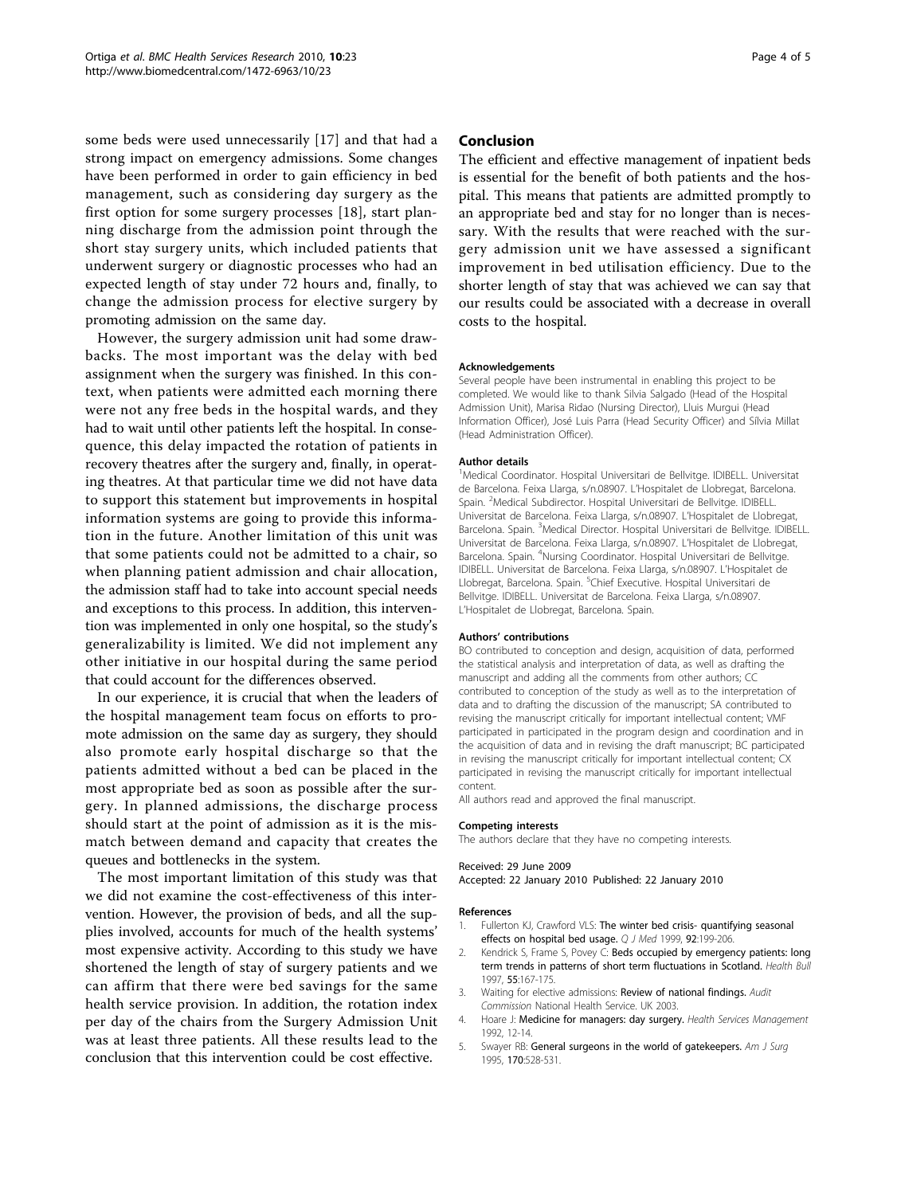some beds were used unnecessarily [17] and that had a strong impact on emergency admissions. Some changes have been performed in order to gain efficiency in bed management, such as considering day surgery as the first option for some surgery processes [18], start planning discharge from the admission point through the short stay surgery units, which included patients that underwent surgery or diagnostic processes who had an expected length of stay under 72 hours and, finally, to change the admission process for elective surgery by promoting admission on the same day.

However, the surgery admission unit had some drawbacks. The most important was the delay with bed assignment when the surgery was finished. In this context, when patients were admitted each morning there were not any free beds in the hospital wards, and they had to wait until other patients left the hospital. In consequence, this delay impacted the rotation of patients in recovery theatres after the surgery and, finally, in operating theatres. At that particular time we did not have data to support this statement but improvements in hospital information systems are going to provide this information in the future. Another limitation of this unit was that some patients could not be admitted to a chair, so when planning patient admission and chair allocation, the admission staff had to take into account special needs and exceptions to this process. In addition, this intervention was implemented in only one hospital, so the study's generalizability is limited. We did not implement any other initiative in our hospital during the same period that could account for the differences observed.

In our experience, it is crucial that when the leaders of the hospital management team focus on efforts to promote admission on the same day as surgery, they should also promote early hospital discharge so that the patients admitted without a bed can be placed in the most appropriate bed as soon as possible after the surgery. In planned admissions, the discharge process should start at the point of admission as it is the mismatch between demand and capacity that creates the queues and bottlenecks in the system.

The most important limitation of this study was that we did not examine the cost-effectiveness of this intervention. However, the provision of beds, and all the supplies involved, accounts for much of the health systems' most expensive activity. According to this study we have shortened the length of stay of surgery patients and we can affirm that there were bed savings for the same health service provision. In addition, the rotation index per day of the chairs from the Surgery Admission Unit was at least three patients. All these results lead to the conclusion that this intervention could be cost effective.

## Conclusion

The efficient and effective management of inpatient beds is essential for the benefit of both patients and the hospital. This means that patients are admitted promptly to an appropriate bed and stay for no longer than is necessary. With the results that were reached with the surgery admission unit we have assessed a significant improvement in bed utilisation efficiency. Due to the shorter length of stay that was achieved we can say that our results could be associated with a decrease in overall costs to the hospital.

#### Acknowledgements

Several people have been instrumental in enabling this project to be completed. We would like to thank Silvia Salgado (Head of the Hospital Admission Unit), Marisa Ridao (Nursing Director), Lluis Murgui (Head Information Officer), José Luis Parra (Head Security Officer) and Sílvia Millat (Head Administration Officer).

#### Author details

[1]Medical Coordinator. Hospital Universitari de Bellvitge. IDIBELL. Universitat de Barcelona. Feixa Llarga, s/n.08907. L'Hospitalet de Llobregat, Barcelona. Spain. [2]Medical Subdirector. Hospital Universitari de Bellvitge. IDIBELL. Universitat de Barcelona. Feixa Llarga, s/n.08907. L'Hospitalet de Llobregat, Barcelona. Spain. [3]Medical Director. Hospital Universitari de Bellvitge. IDIBELL. Universitat de Barcelona. Feixa Llarga, s/n.08907. L'Hospitalet de Llobregat, Barcelona. Spain. [4]Nursing Coordinator. Hospital Universitari de Bellvitge. IDIBELL. Universitat de Barcelona. Feixa Llarga, s/n.08907. L'Hospitalet de Llobregat, Barcelona. Spain. [5]Chief Executive. Hospital Universitari de Bellvitge. IDIBELL. Universitat de Barcelona. Feixa Llarga, s/n.08907. L'Hospitalet de Llobregat, Barcelona. Spain.

#### Authors' contributions

BO contributed to conception and design, acquisition of data, performed the statistical analysis and interpretation of data, as well as drafting the manuscript and adding all the comments from other authors; CC contributed to conception of the study as well as to the interpretation of data and to drafting the discussion of the manuscript; SA contributed to revising the manuscript critically for important intellectual content; VMF participated in participated in the program design and coordination and in the acquisition of data and in revising the draft manuscript; BC participated in revising the manuscript critically for important intellectual content; CX participated in revising the manuscript critically for important intellectual content.

All authors read and approved the final manuscript.

#### Competing interests

The authors declare that they have no competing interests.

Received: 29 June 2009
Accepted: 22 January 2010 Published: 22 January 2010

#### References

1. Fullerton KJ, Crawford VLS: **The winter bed crisis- quantifying seasonal effects on hospital bed usage.** *Q J Med* 1999, **92**:199-206.
2. Kendrick S, Frame S, Povey C: **Beds occupied by emergency patients: long term trends in patterns of short term fluctuations in Scotland.** *Health Bull* 1997, **55**:167-175.
3. Waiting for elective admissions: **Review of national findings.** *Audit Commission* National Health Service. UK 2003.
4. Hoare J: **Medicine for managers: day surgery.** *Health Services Management* 1992, 12-14.
5. Swayer RB: **General surgeons in the world of gatekeepers.** *Am J Surg* 1995, **170**:528-531.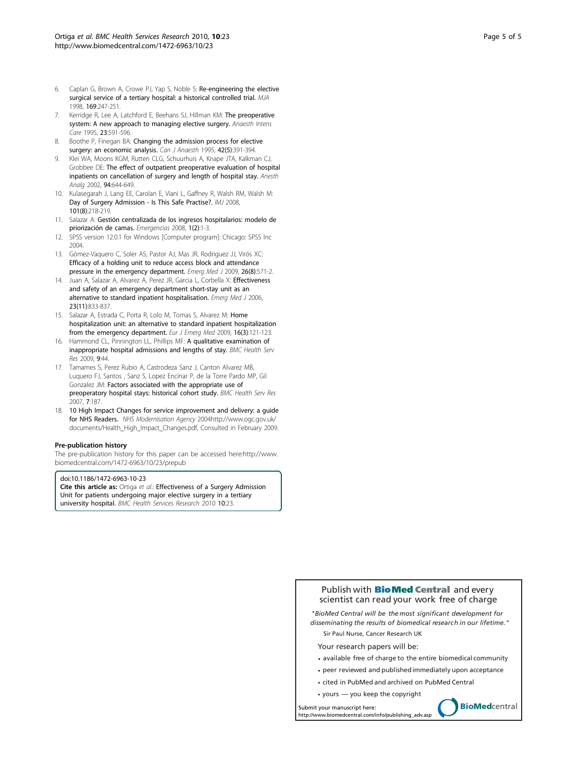6. Caplan G, Brown A, Crowe PJ, Yap S, Noble S: **Re-engineering the elective surgical service of a tertiary hospital: a historical controlled trial.** *MJA* 1998, **169**:247-251.
7. Kerridge R, Lee A, Latchford E, Beehans SJ, Hillman KM: **The preoperative system: A new approach to managing elective surgery.** *Anaesth Intens Care* 1995, **23**:591-596.
8. Boothe P, Finegan BA: **Changing the admission process for elective surgery: an economic analysis.** *Can J Anaesth* 1995, **42(5)**:391-394.
9. Klei WA, Moons KGM, Rutten CLG, Schuurhuis A, Knape JTA, Kalkman CJ, Grobbee DE: **The effect of outpatient preoperative evaluation of hospital inpatients on cancellation of surgery and length of hospital stay.** *Anesth Analg* 2002, **94**:644-649.
10. Kulasegarah J, Lang EE, Carolan E, Viani L, Gaffney R, Walsh RM, Walsh M: **Day of Surgery Admission - Is This Safe Practise?.** *IMJ* 2008, **101(8)**:218-219.
11. Salazar A: **Gestión centralizada de los ingresos hospitalarios: modelo de priorización de camas.** *Emergencias* 2008, **1(2)**:1-3.
12. SPSS version 12.0.1 for Windows [Computer program]: Chicago: SPSS Inc 2004.
13. Gómez-Vaquero C, Soler AS, Pastor AJ, Mas JR, Rodriguez JJ, Virós XC: **Efficacy of a holding unit to reduce access block and attendance pressure in the emergency department.** *Emerg Med J* 2009, **26(8)**:571-2.
14. Juan A, Salazar A, Alvarez A, Perez JR, Garcia L, Corbella X: **Effectiveness and safety of an emergency department short-stay unit as an alternative to standard inpatient hospitalisation.** *Emerg Med J* 2006, **23(11)**:833-837.
15. Salazar A, Estrada C, Porta R, Lolo M, Tomas S, Alvarez M: **Home hospitalization unit: an alternative to standard inpatient hospitalization from the emergency department.** *Eur J Emerg Med* 2009, **16(3)**:121-123.
16. Hammond CL, Pinnington LL, Phillips MF: **A qualitative examination of inappropriate hospital admissions and lengths of stay.** *BMC Health Serv Res* 2009, **9**:44.
17. Tamames S, Perez Rubio A, Castrodeza Sanz J, Canton Alvarez MB, Luquero FJ, Santos , Sanz S, Lopez Encinar P, de la Torre Pardo MP, Gil Gonzalez JM: **Factors associated with the appropriate use of preoperatory hospital stays: historical cohort study.** *BMC Health Serv Res* 2007, **7**:187.
18. **10 High Impact Changes for service improvement and delivery: a guide for NHS Readers.** *NHS Modernisation Agency* 2004http://www.ogc.gov.uk/documents/Health_High_Impact_Changes.pdf, Consulted in February 2009.

### Pre-publication history

The pre-publication history for this paper can be accessed here:http://www.biomedcentral.com/1472-6963/10/23/prepub

doi:10.1186/1472-6963-10-23

**Cite this article as:** Ortiga *et al.*: Effectiveness of a Surgery Admission Unit for patients undergoing major elective surgery in a tertiary university hospital. *BMC Health Services Research* 2010 **10**:23.

Publish with **BioMed Central** and every scientist can read your work free of charge

*"BioMed Central will be the most significant development for disseminating the results of biomedical research in our lifetime."*

Sir Paul Nurse, Cancer Research UK

Your research papers will be:

- available free of charge to the entire biomedical community
- peer reviewed and published immediately upon acceptance
- cited in PubMed and archived on PubMed Central
- yours — you keep the copyright

Submit your manuscript here:
http://www.biomedcentral.com/info/publishing_adv.asp

BioMedcentral